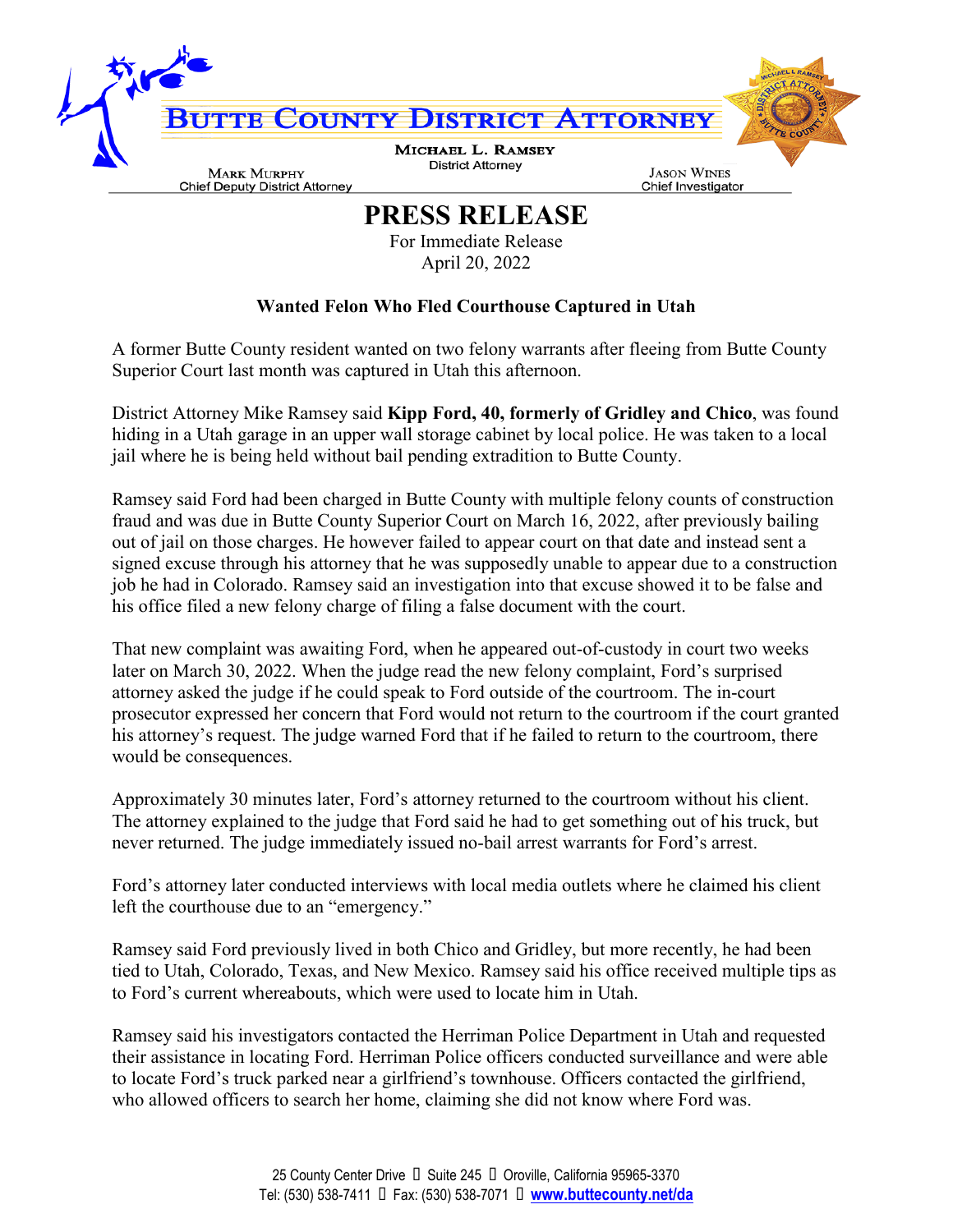# Butte County District Attorney

**Michael L. Ramsey**
District Attorney

Mark Murphy
Chief Deputy District Attorney

Jason Wines
Chief Investigator

## PRESS RELEASE

For Immediate Release
April 20, 2022

### Wanted Felon Who Fled Courthouse Captured in Utah

A former Butte County resident wanted on two felony warrants after fleeing from Butte County Superior Court last month was captured in Utah this afternoon.

District Attorney Mike Ramsey said **Kipp Ford, 40, formerly of Gridley and Chico**, was found hiding in a Utah garage in an upper wall storage cabinet by local police. He was taken to a local jail where he is being held without bail pending extradition to Butte County.

Ramsey said Ford had been charged in Butte County with multiple felony counts of construction fraud and was due in Butte County Superior Court on March 16, 2022, after previously bailing out of jail on those charges. He however failed to appear court on that date and instead sent a signed excuse through his attorney that he was supposedly unable to appear due to a construction job he had in Colorado. Ramsey said an investigation into that excuse showed it to be false and his office filed a new felony charge of filing a false document with the court.

That new complaint was awaiting Ford, when he appeared out-of-custody in court two weeks later on March 30, 2022. When the judge read the new felony complaint, Ford's surprised attorney asked the judge if he could speak to Ford outside of the courtroom. The in-court prosecutor expressed her concern that Ford would not return to the courtroom if the court granted his attorney's request. The judge warned Ford that if he failed to return to the courtroom, there would be consequences.

Approximately 30 minutes later, Ford's attorney returned to the courtroom without his client. The attorney explained to the judge that Ford said he had to get something out of his truck, but never returned. The judge immediately issued no-bail arrest warrants for Ford's arrest.

Ford's attorney later conducted interviews with local media outlets where he claimed his client left the courthouse due to an "emergency."

Ramsey said Ford previously lived in both Chico and Gridley, but more recently, he had been tied to Utah, Colorado, Texas, and New Mexico. Ramsey said his office received multiple tips as to Ford's current whereabouts, which were used to locate him in Utah.

Ramsey said his investigators contacted the Herriman Police Department in Utah and requested their assistance in locating Ford. Herriman Police officers conducted surveillance and were able to locate Ford's truck parked near a girlfriend's townhouse. Officers contacted the girlfriend, who allowed officers to search her home, claiming she did not know where Ford was.

25 County Center Drive  Suite 245  Oroville, California 95965-3370
Tel: (530) 538-7411  Fax: (530) 538-7071  www.buttecounty.net/da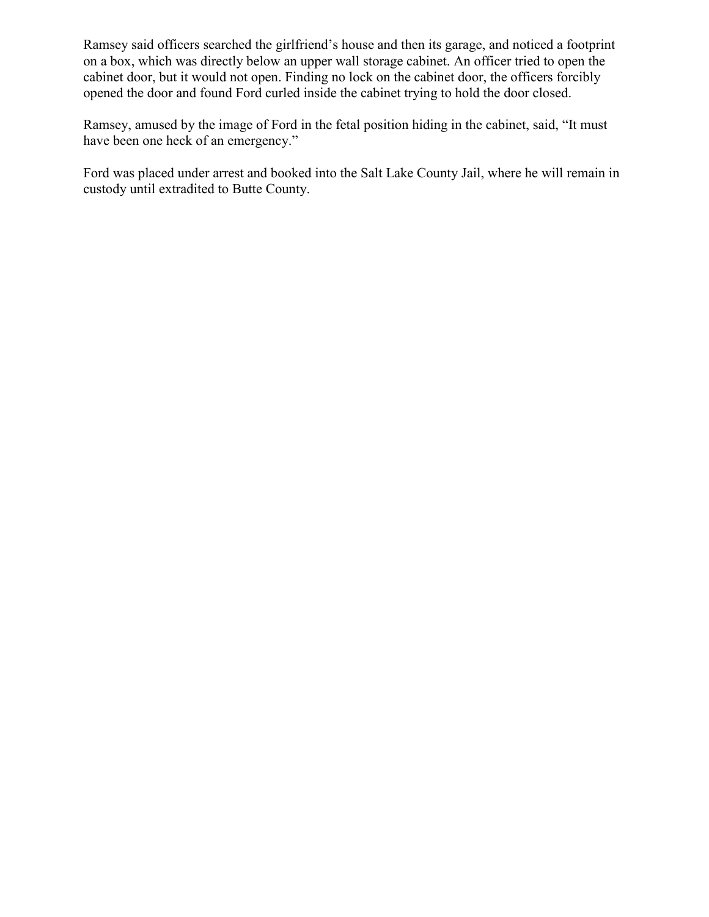Ramsey said officers searched the girlfriend's house and then its garage, and noticed a footprint on a box, which was directly below an upper wall storage cabinet. An officer tried to open the cabinet door, but it would not open. Finding no lock on the cabinet door, the officers forcibly opened the door and found Ford curled inside the cabinet trying to hold the door closed.

Ramsey, amused by the image of Ford in the fetal position hiding in the cabinet, said, "It must have been one heck of an emergency."

Ford was placed under arrest and booked into the Salt Lake County Jail, where he will remain in custody until extradited to Butte County.